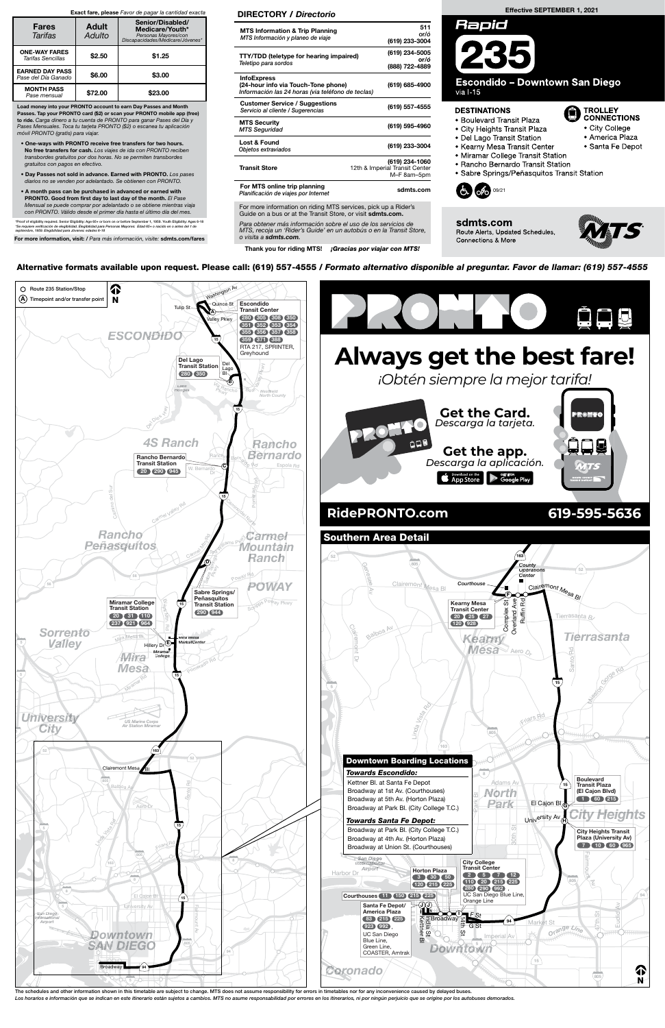Exact fare, please *Favor de pagar la cantidad exacta*

| Fares *Tarifas* | Adult *Adulto* | Senior/Disabled/ Medicare/Youth* *Personas Mayores/con Discapacidades/Medicare/Jóvenes** |
|---|---|---|
| ONE-WAY FARES *Tarifas Sencillas* | $2.50 | $1.25 |
| EARNED DAY PASS *Pase del Día Ganado* | $6.00 | $3.00 |
| MONTH PASS *Pase mensual* | $72.00 | $23.00 |

**Load money into your PRONTO account to earn Day Passes and Month Passes. Tap your PRONTO card ($2) or scan your PRONTO mobile app (free) to ride.** *Carga dinero a tu cuenta de PRONTO para ganar Pases del Día y Pases Mensuales. Toca tu tarjeta PRONTO ($2) o escanea tu aplicación móvil PRONTO (gratis) para viajar.*

- **One-ways with PRONTO receive free transfers for two hours. No free transfers for cash.** *Los viajes de ida con PRONTO reciben transbordes gratuitos por dos horas. No se permiten transbordes gratuitos con pagos en efectivo.*
- **Day Passes not sold in advance. Earned with PRONTO.** *Los pases diarios no se venden por adelantado. Se obtienen con PRONTO.*
- **A month pass can be purchased in advanced or earned with PRONTO. Good from first day to last day of the month.** *El Pase Mensual se puede comprar por adelantado o se obtiene mientras viaja con PRONTO. Válido desde el primer día hasta el último día del mes.*

*Proof of eligibility required. Senior Eligibility: Age 65+ or born on or before September 1, 1959. Youth Eligibility: Ages 6-18
*Se requiere verificación de elegibilidad. Elegibilidad para Personas Mayores: Edad 65+ o nacido en o antes del 1 de septiembre, 1959. Elegibilidad para Jóvenes: edades 6-18

**For more information, visit:** / *Para más información, visite:* **sdmts.com/fares**

## DIRECTORY / *Directorio*

| | |
|---|---|
| **MTS Information & Trip Planning** *MTS Información y planeo de viaje* | **511** or/ó **(619) 233-3004** |
| **TTY/TDD (teletype for hearing impaired)** *Teletipo para sordos* | **(619) 234-5005** or/ó **(888) 722-4889** |
| **InfoExpress (24-hour info via Touch-Tone phone)** *Información las 24 horas (via teléfono de teclas)* | **(619) 685-4900** |
| **Customer Service / Suggestions** *Servicio al cliente / Sugerencias* | **(619) 557-4555** |
| **MTS Security** *MTS Seguridad* | **(619) 595-4960** |
| **Lost & Found** *Objetos extraviados* | **(619) 233-3004** |
| **Transit Store** | **(619) 234-1060** 12th & Imperial Transit Center M–F 8am–5pm |
| **For MTS online trip planning** *Planificación de viajes por Internet* | **sdmts.com** |

For more information on riding MTS services, pick up a Rider's Guide on a bus or at the Transit Store, or visit **sdmts.com.**

*Para obtener más información sobre el uso de los servicios de MTS, recoja un 'Rider's Guide' en un autobús o en la Transit Store, o visita a* ***sdmts.com.***

**Thank you for riding MTS!** ***¡Gracias por viajar con MTS!***

Effective SEPTEMBER 1, 2021

# Rapid 235

## Escondido – Downtown San Diego
via I-15

### DESTINATIONS
- Boulevard Transit Plaza
- City Heights Transit Plaza
- Del Lago Transit Station
- Kearny Mesa Transit Center
- Miramar College Transit Station
- Rancho Bernardo Transit Station
- Sabre Springs/Peñasquitos Transit Station

### TROLLEY CONNECTIONS
- City College
- America Plaza
- Santa Fe Depot

09/21

**sdmts.com**
Route Alerts, Updated Schedules, Connections & More

**Alternative formats available upon request. Please call: (619) 557-4555 /** ***Formato alternativo disponible al preguntar. Favor de llamar: (619) 557-4555***

Route 235 Station/Stop
Ⓐ Timepoint and/or transfer point

**Escondido Transit Center** (A): 280, 305, 308, 350, 351, 352, 353, 354, 355, 356, 357, 358, 359, 371, 388, RTA 217, SPRINTER, Greyhound

**Del Lago Transit Station** (B): 280, 350

**Rancho Bernardo Transit Station** (C): 20, 290, 945

**Sabre Springs/Peñasquitos Transit Station** (D): 290, 944

**Miramar College Transit Station** (E): 20, 31, 110, 237, 921, 964

# PRONTO

## Always get the best fare!
*¡Obtén siempre la mejor tarifa!*

**Get the Card.** *Descarga la tarjeta.*

**Get the app.** *Descarga la aplicación.*

**RidePRONTO.com** **619-595-5636**

## Southern Area Detail

**Kearny Mesa Transit Center** (F): 20, 25, 27, 120, 928

**Boulevard Transit Plaza (El Cajon Blvd)** (G): 1, 60, 215

**City Heights Transit Plaza (University Av)** (H): 7, 10, 60, 965

**City College Transit Center** (I): 2, 5, 7, 12, 110, 20, 215, 225, 280, 290, 992, UC San Diego Blue Line, Orange Line

**Horton Plaza**: 3, 30, 50, 120, 215, 225

**Courthouses**: 11, 150, 215, 225

**Santa Fe Depot/ America Plaza** (J): 83, 215, 225, 923, 992, UC San Diego Blue Line, Green Line, COASTER, Amtrak

### Downtown Boarding Locations

***Towards Escondido:***
- Kettner Bl. at Santa Fe Depot
- Broadway at 1st Av. (Courthouses)
- Broadway at 5th Av. (Horton Plaza)
- Broadway at Park Bl. (City College T.C.)

***Towards Santa Fe Depot:***
- Broadway at Park Bl. (City College T.C.)
- Broadway at 4th Av. (Horton Plaza)
- Broadway at Union St. (Courthouses)

The schedules and other information shown in this timetable are subject to change. MTS does not assume responsibility for errors in timetables nor for any inconvenience caused by delayed buses.
*Los horarios e información que se indican en este itinerario están sujetos a cambios. MTS no asume responsabilidad por errores en los itinerarios, ni por ningún perjuicio que se origine por los autobuses demorados.*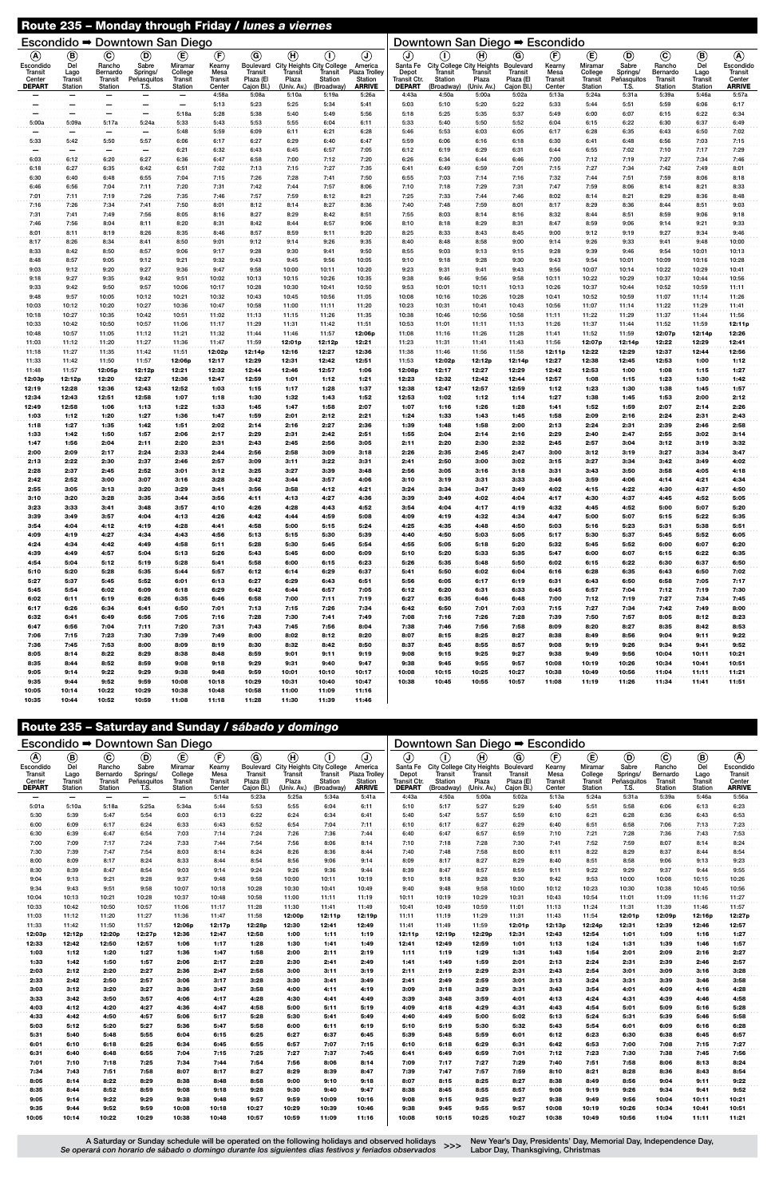## Route 235 – Monday through Friday / *lunes a viernes*

### Escondido ➡ Downtown San Diego

| Ⓐ Escondido Transit Center DEPART | Ⓑ Del Lago Transit Station | Ⓒ Rancho Bernardo Transit Station | Ⓓ Sabre Springs/ Peñasquitos T.S. | Ⓔ Miramar College Transit Station | Ⓕ Kearny Mesa Transit Center | Ⓖ Boulevard Transit Plaza (El Cajon Bl.) | Ⓗ City Heights Transit Plaza (Univ. Av.) | Ⓘ City College Transit Station (Broadway) | Ⓙ America Plaza Trolley Station ARRIVE |
|---|---|---|---|---|---|---|---|---|---|
| — | — | — | — | — | 4:58a | 5:08a | 5:10a | 5:19a | 5:26a |
| — | — | — | — | — | 5:13 | 5:23 | 5:25 | 5:34 | 5:41 |
| — | — | — | — | 5:18a | 5:28 | 5:38 | 5:40 | 5:49 | 5:56 |
| 5:00a | 5:09a | 5:17a | 5:24a | 5:33 | 5:43 | 5:53 | 5:55 | 6:04 | 6:11 |
| — | — | — | — | 5:48 | 5:59 | 6:09 | 6:11 | 6:21 | 6:28 |
| 5:33 | 5:42 | 5:50 | 5:57 | 6:06 | 6:17 | 6:27 | 6:29 | 6:40 | 6:47 |
| — | — | — | — | 6:21 | 6:32 | 6:43 | 6:45 | 6:57 | 7:05 |
| 6:03 | 6:12 | 6:20 | 6:27 | 6:36 | 6:47 | 6:58 | 7:00 | 7:12 | 7:20 |
| 6:18 | 6:27 | 6:35 | 6:42 | 6:51 | 7:02 | 7:13 | 7:15 | 7:27 | 7:35 |
| 6:30 | 6:40 | 6:48 | 6:55 | 7:04 | 7:15 | 7:26 | 7:28 | 7:41 | 7:50 |
| 6:46 | 6:56 | 7:04 | 7:11 | 7:20 | 7:31 | 7:42 | 7:44 | 7:57 | 8:06 |
| 7:01 | 7:11 | 7:19 | 7:26 | 7:35 | 7:46 | 7:57 | 7:59 | 8:12 | 8:21 |
| 7:16 | 7:26 | 7:34 | 7:41 | 7:50 | 8:01 | 8:12 | 8:14 | 8:27 | 8:36 |
| 7:31 | 7:41 | 7:49 | 7:56 | 8:05 | 8:16 | 8:27 | 8:29 | 8:42 | 8:51 |
| 7:46 | 7:56 | 8:04 | 8:11 | 8:20 | 8:31 | 8:42 | 8:44 | 8:57 | 9:06 |
| 8:01 | 8:11 | 8:19 | 8:26 | 8:35 | 8:46 | 8:57 | 8:59 | 9:11 | 9:20 |
| 8:17 | 8:26 | 8:34 | 8:41 | 8:50 | 9:01 | 9:12 | 9:14 | 9:26 | 9:35 |
| 8:33 | 8:42 | 8:50 | 8:57 | 9:06 | 9:17 | 9:28 | 9:30 | 9:41 | 9:50 |
| 8:48 | 8:57 | 9:05 | 9:12 | 9:21 | 9:32 | 9:43 | 9:45 | 9:56 | 10:05 |
| 9:03 | 9:12 | 9:20 | 9:27 | 9:36 | 9:47 | 9:58 | 10:00 | 10:11 | 10:20 |
| 9:18 | 9:27 | 9:35 | 9:42 | 9:51 | 10:02 | 10:13 | 10:15 | 10:26 | 10:35 |
| 9:33 | 9:42 | 9:50 | 9:57 | 10:06 | 10:17 | 10:28 | 10:30 | 10:41 | 10:50 |
| 9:48 | 9:57 | 10:05 | 10:12 | 10:21 | 10:32 | 10:43 | 10:45 | 10:56 | 11:05 |
| 10:03 | 10:12 | 10:20 | 10:27 | 10:36 | 10:47 | 10:58 | 11:00 | 11:11 | 11:20 |
| 10:18 | 10:27 | 10:35 | 10:42 | 10:51 | 11:02 | 11:13 | 11:15 | 11:26 | 11:35 |
| 10:33 | 10:42 | 10:50 | 10:57 | 11:06 | 11:17 | 11:29 | 11:31 | 11:42 | 11:51 |
| 10:48 | 10:57 | 11:05 | 11:12 | 11:21 | 11:32 | 11:44 | 11:46 | 11:57 | **12:06p** |
| 11:03 | 11:12 | 11:20 | 11:27 | 11:36 | 11:47 | 11:59 | **12:01p** | **12:12p** | **12:21** |
| 11:18 | 11:27 | 11:35 | 11:42 | 11:51 | **12:02p** | **12:14p** | **12:16** | **12:27** | **12:36** |
| 11:33 | 11:42 | 11:50 | 11:57 | **12:06p** | **12:17** | **12:29** | **12:31** | **12:42** | **12:51** |
| 11:48 | 11:57 | **12:05p** | **12:12p** | **12:21** | **12:32** | **12:44** | **12:46** | **12:57** | **1:06** |
| **12:03p** | **12:12p** | **12:20** | **12:27** | **12:36** | **12:47** | **12:59** | **1:01** | **1:12** | **1:21** |
| **12:19** | **12:28** | **12:36** | **12:43** | **12:52** | **1:03** | **1:15** | **1:17** | **1:28** | **1:37** |
| **12:34** | **12:43** | **12:51** | **12:58** | **1:07** | **1:18** | **1:30** | **1:32** | **1:43** | **1:52** |
| **12:49** | **12:58** | **1:06** | **1:13** | **1:22** | **1:33** | **1:45** | **1:47** | **1:58** | **2:07** |
| **1:03** | **1:12** | **1:20** | **1:27** | **1:36** | **1:47** | **1:59** | **2:01** | **2:12** | **2:21** |
| **1:18** | **1:27** | **1:35** | **1:42** | **1:51** | **2:02** | **2:14** | **2:16** | **2:27** | **2:36** |
| **1:33** | **1:42** | **1:50** | **1:57** | **2:06** | **2:17** | **2:29** | **2:31** | **2:42** | **2:51** |
| **1:47** | **1:56** | **2:04** | **2:11** | **2:20** | **2:31** | **2:43** | **2:45** | **2:56** | **3:05** |
| **2:00** | **2:09** | **2:17** | **2:24** | **2:33** | **2:44** | **2:56** | **2:58** | **3:09** | **3:18** |
| **2:13** | **2:22** | **2:30** | **2:37** | **2:46** | **2:57** | **3:09** | **3:11** | **3:22** | **3:31** |
| **2:28** | **2:37** | **2:45** | **2:52** | **3:01** | **3:12** | **3:25** | **3:27** | **3:39** | **3:48** |
| **2:42** | **2:52** | **3:00** | **3:07** | **3:16** | **3:28** | **3:42** | **3:44** | **3:57** | **4:06** |
| **2:55** | **3:05** | **3:13** | **3:20** | **3:29** | **3:41** | **3:56** | **3:58** | **4:12** | **4:21** |
| **3:10** | **3:20** | **3:28** | **3:35** | **3:44** | **3:56** | **4:11** | **4:13** | **4:27** | **4:36** |
| **3:23** | **3:33** | **3:41** | **3:48** | **3:57** | **4:10** | **4:26** | **4:28** | **4:43** | **4:52** |
| **3:39** | **3:49** | **3:57** | **4:04** | **4:13** | **4:26** | **4:42** | **4:44** | **4:59** | **5:08** |
| **3:54** | **4:04** | **4:12** | **4:19** | **4:28** | **4:41** | **4:58** | **5:00** | **5:15** | **5:24** |
| **4:09** | **4:19** | **4:27** | **4:34** | **4:43** | **4:56** | **5:13** | **5:15** | **5:30** | **5:39** |
| **4:24** | **4:34** | **4:42** | **4:49** | **4:58** | **5:11** | **5:28** | **5:30** | **5:45** | **5:54** |
| **4:39** | **4:49** | **4:57** | **5:04** | **5:13** | **5:26** | **5:43** | **5:45** | **6:00** | **6:09** |
| **4:54** | **5:04** | **5:12** | **5:19** | **5:28** | **5:41** | **5:58** | **6:00** | **6:15** | **6:23** |
| **5:10** | **5:20** | **5:28** | **5:35** | **5:44** | **5:57** | **6:12** | **6:14** | **6:29** | **6:37** |
| **5:27** | **5:37** | **5:45** | **5:52** | **6:01** | **6:13** | **6:27** | **6:29** | **6:43** | **6:51** |
| **5:45** | **5:54** | **6:02** | **6:09** | **6:18** | **6:29** | **6:42** | **6:44** | **6:57** | **7:05** |
| **6:02** | **6:11** | **6:19** | **6:26** | **6:35** | **6:46** | **6:58** | **7:00** | **7:11** | **7:19** |
| **6:17** | **6:26** | **6:34** | **6:41** | **6:50** | **7:01** | **7:13** | **7:15** | **7:26** | **7:34** |
| **6:32** | **6:41** | **6:49** | **6:56** | **7:05** | **7:16** | **7:28** | **7:30** | **7:41** | **7:49** |
| **6:47** | **6:56** | **7:04** | **7:11** | **7:20** | **7:31** | **7:43** | **7:45** | **7:56** | **8:04** |
| **7:06** | **7:15** | **7:23** | **7:30** | **7:39** | **7:49** | **8:00** | **8:02** | **8:12** | **8:20** |
| **7:36** | **7:45** | **7:53** | **8:00** | **8:09** | **8:19** | **8:30** | **8:32** | **8:42** | **8:50** |
| **8:05** | **8:14** | **8:22** | **8:29** | **8:38** | **8:48** | **8:59** | **9:01** | **9:11** | **9:19** |
| **8:35** | **8:44** | **8:52** | **8:59** | **9:08** | **9:18** | **9:29** | **9:31** | **9:40** | **9:47** |
| **9:05** | **9:14** | **9:22** | **9:29** | **9:38** | **9:48** | **9:59** | **10:01** | **10:10** | **10:17** |
| **9:35** | **9:44** | **9:52** | **9:59** | **10:08** | **10:18** | **10:29** | **10:31** | **10:40** | **10:47** |
| **10:05** | **10:14** | **10:22** | **10:29** | **10:38** | **10:48** | **10:58** | **11:00** | **11:09** | **11:16** |
| **10:35** | **10:44** | **10:52** | **10:59** | **11:08** | **11:18** | **11:28** | **11:30** | **11:39** | **11:46** |

### Downtown San Diego ➡ Escondido

| Ⓙ Santa Fe Depot Transit Ctr. DEPART | Ⓘ City College Transit Station (Broadway) | Ⓗ City Heights Transit Plaza (Univ. Av.) | Ⓖ Boulevard Transit Plaza (El Cajon Bl.) | Ⓕ Kearny Mesa Transit Center | Ⓔ Miramar College Transit Station | Ⓓ Sabre Springs/ Peñasquitos T.S. | Ⓒ Rancho Bernardo Transit Station | Ⓑ Del Lago Transit Station | Ⓐ Escondido Transit Center ARRIVE |
|---|---|---|---|---|---|---|---|---|---|
| 4:43a | 4:50a | 5:00a | 5:02a | 5:13a | 5:24a | 5:31a | 5:39a | 5:46a | 5:57a |
| 5:03 | 5:10 | 5:20 | 5:22 | 5:33 | 5:44 | 5:51 | 5:59 | 6:06 | 6:17 |
| 5:18 | 5:25 | 5:35 | 5:37 | 5:49 | 6:00 | 6:07 | 6:15 | 6:22 | 6:34 |
| 5:33 | 5:40 | 5:50 | 5:52 | 6:04 | 6:15 | 6:22 | 6:30 | 6:37 | 6:49 |
| 5:46 | 5:53 | 6:03 | 6:05 | 6:17 | 6:28 | 6:35 | 6:43 | 6:50 | 7:02 |
| 5:59 | 6:06 | 6:16 | 6:18 | 6:30 | 6:41 | 6:48 | 6:56 | 7:03 | 7:15 |
| 6:12 | 6:19 | 6:29 | 6:31 | 6:44 | 6:55 | 7:02 | 7:10 | 7:17 | 7:29 |
| 6:26 | 6:34 | 6:44 | 6:46 | 7:00 | 7:12 | 7:19 | 7:27 | 7:34 | 7:46 |
| 6:41 | 6:49 | 6:59 | 7:01 | 7:15 | 7:27 | 7:34 | 7:42 | 7:49 | 8:01 |
| 6:55 | 7:03 | 7:14 | 7:16 | 7:32 | 7:44 | 7:51 | 7:59 | 8:06 | 8:18 |
| 7:10 | 7:18 | 7:29 | 7:31 | 7:47 | 7:59 | 8:06 | 8:14 | 8:21 | 8:33 |
| 7:25 | 7:33 | 7:44 | 7:46 | 8:02 | 8:14 | 8:21 | 8:29 | 8:36 | 8:48 |
| 7:40 | 7:48 | 7:59 | 8:01 | 8:17 | 8:29 | 8:36 | 8:44 | 8:51 | 9:03 |
| 7:55 | 8:03 | 8:14 | 8:16 | 8:32 | 8:44 | 8:51 | 8:59 | 9:06 | 9:18 |
| 8:10 | 8:18 | 8:29 | 8:31 | 8:47 | 8:59 | 9:06 | 9:14 | 9:21 | 9:33 |
| 8:25 | 8:33 | 8:43 | 8:45 | 9:00 | 9:12 | 9:19 | 9:27 | 9:34 | 9:46 |
| 8:40 | 8:48 | 8:58 | 9:00 | 9:14 | 9:26 | 9:33 | 9:41 | 9:48 | 10:00 |
| 8:55 | 9:03 | 9:13 | 9:15 | 9:28 | 9:39 | 9:46 | 9:54 | 10:01 | 10:13 |
| 9:10 | 9:18 | 9:28 | 9:30 | 9:43 | 9:54 | 10:01 | 10:09 | 10:16 | 10:28 |
| 9:23 | 9:31 | 9:41 | 9:43 | 9:56 | 10:07 | 10:14 | 10:22 | 10:29 | 10:41 |
| 9:38 | 9:46 | 9:56 | 9:58 | 10:11 | 10:22 | 10:29 | 10:37 | 10:44 | 10:56 |
| 9:53 | 10:01 | 10:11 | 10:13 | 10:26 | 10:37 | 10:44 | 10:52 | 10:59 | 11:11 |
| 10:08 | 10:16 | 10:26 | 10:28 | 10:41 | 10:52 | 10:59 | 11:07 | 11:14 | 11:26 |
| 10:23 | 10:31 | 10:41 | 10:43 | 10:56 | 11:07 | 11:14 | 11:22 | 11:29 | 11:41 |
| 10:38 | 10:46 | 10:56 | 10:58 | 11:11 | 11:22 | 11:29 | 11:37 | 11:44 | 11:56 |
| 10:53 | 11:01 | 11:11 | 11:13 | 11:26 | 11:37 | 11:44 | 11:52 | 11:59 | **12:11p** |
| 11:08 | 11:16 | 11:26 | 11:28 | 11:41 | 11:52 | 11:59 | **12:07p** | **12:14p** | **12:26** |
| 11:23 | 11:31 | 11:41 | 11:43 | 11:56 | **12:07p** | **12:14p** | **12:22** | **12:29** | **12:41** |
| 11:38 | 11:46 | 11:56 | 11:58 | **12:11p** | **12:22** | **12:29** | **12:37** | **12:44** | **12:56** |
| 11:53 | **12:02p** | **12:12p** | **12:14p** | **12:27** | **12:38** | **12:45** | **12:53** | **1:00** | **1:12** |
| **12:08p** | **12:17** | **12:27** | **12:29** | **12:42** | **12:53** | **1:00** | **1:08** | **1:15** | **1:27** |
| **12:23** | **12:32** | **12:42** | **12:44** | **12:57** | **1:08** | **1:15** | **1:23** | **1:30** | **1:42** |
| **12:38** | **12:47** | **12:57** | **12:59** | **1:12** | **1:23** | **1:30** | **1:38** | **1:45** | **1:57** |
| **12:53** | **1:02** | **1:12** | **1:14** | **1:27** | **1:38** | **1:45** | **1:53** | **2:00** | **2:12** |
| **1:07** | **1:16** | **1:26** | **1:28** | **1:41** | **1:52** | **1:59** | **2:07** | **2:14** | **2:26** |
| **1:24** | **1:33** | **1:43** | **1:45** | **1:58** | **2:09** | **2:16** | **2:24** | **2:31** | **2:43** |
| **1:39** | **1:48** | **1:58** | **2:00** | **2:13** | **2:24** | **2:31** | **2:39** | **2:46** | **2:58** |
| **1:55** | **2:04** | **2:14** | **2:16** | **2:29** | **2:40** | **2:47** | **2:55** | **3:02** | **3:14** |
| **2:11** | **2:20** | **2:30** | **2:32** | **2:45** | **2:57** | **3:04** | **3:12** | **3:19** | **3:32** |
| **2:26** | **2:35** | **2:45** | **2:47** | **3:00** | **3:12** | **3:19** | **3:27** | **3:34** | **3:47** |
| **2:41** | **2:50** | **3:00** | **3:02** | **3:15** | **3:27** | **3:34** | **3:42** | **3:49** | **4:02** |
| **2:56** | **3:05** | **3:16** | **3:18** | **3:31** | **3:43** | **3:50** | **3:58** | **4:05** | **4:18** |
| **3:10** | **3:19** | **3:31** | **3:33** | **3:46** | **3:59** | **4:06** | **4:14** | **4:21** | **4:34** |
| **3:24** | **3:34** | **3:47** | **3:49** | **4:02** | **4:15** | **4:22** | **4:30** | **4:37** | **4:50** |
| **3:39** | **3:49** | **4:02** | **4:04** | **4:17** | **4:30** | **4:37** | **4:45** | **4:52** | **5:05** |
| **3:54** | **4:04** | **4:17** | **4:19** | **4:32** | **4:45** | **4:52** | **5:00** | **5:07** | **5:20** |
| **4:09** | **4:19** | **4:32** | **4:34** | **4:47** | **5:00** | **5:07** | **5:15** | **5:22** | **5:35** |
| **4:25** | **4:35** | **4:48** | **4:50** | **5:03** | **5:16** | **5:23** | **5:31** | **5:38** | **5:51** |
| **4:40** | **4:50** | **5:03** | **5:05** | **5:17** | **5:30** | **5:37** | **5:45** | **5:52** | **6:05** |
| **4:55** | **5:05** | **5:18** | **5:20** | **5:32** | **5:45** | **5:52** | **6:00** | **6:07** | **6:20** |
| **5:10** | **5:20** | **5:33** | **5:35** | **5:47** | **6:00** | **6:07** | **6:15** | **6:22** | **6:35** |
| **5:26** | **5:35** | **5:48** | **5:50** | **6:02** | **6:15** | **6:22** | **6:30** | **6:37** | **6:50** |
| **5:41** | **5:50** | **6:02** | **6:04** | **6:16** | **6:28** | **6:35** | **6:43** | **6:50** | **7:02** |
| **5:56** | **6:05** | **6:17** | **6:19** | **6:31** | **6:43** | **6:50** | **6:58** | **7:05** | **7:17** |
| **6:12** | **6:20** | **6:31** | **6:33** | **6:45** | **6:57** | **7:04** | **7:12** | **7:19** | **7:30** |
| **6:27** | **6:35** | **6:46** | **6:48** | **7:00** | **7:12** | **7:19** | **7:27** | **7:34** | **7:45** |
| **6:42** | **6:50** | **7:01** | **7:03** | **7:15** | **7:27** | **7:34** | **7:42** | **7:49** | **8:00** |
| **7:08** | **7:16** | **7:26** | **7:28** | **7:39** | **7:50** | **7:57** | **8:05** | **8:12** | **8:23** |
| **7:38** | **7:46** | **7:56** | **7:58** | **8:09** | **8:20** | **8:27** | **8:35** | **8:42** | **8:53** |
| **8:07** | **8:15** | **8:25** | **8:27** | **8:38** | **8:49** | **8:56** | **9:04** | **9:11** | **9:22** |
| **8:37** | **8:45** | **8:55** | **8:57** | **9:08** | **9:19** | **9:26** | **9:34** | **9:41** | **9:52** |
| **9:08** | **9:15** | **9:25** | **9:27** | **9:38** | **9:49** | **9:56** | **10:04** | **10:11** | **10:21** |
| **9:38** | **9:45** | **9:55** | **9:57** | **10:08** | **10:19** | **10:26** | **10:34** | **10:41** | **10:51** |
| **10:08** | **10:15** | **10:25** | **10:27** | **10:38** | **10:49** | **10:56** | **11:04** | **11:11** | **11:21** |
| **10:38** | **10:45** | **10:55** | **10:57** | **11:08** | **11:19** | **11:26** | **11:34** | **11:41** | **11:51** |

## Route 235 – Saturday and Sunday / *sábado y domingo*

### Escondido ➡ Downtown San Diego

| Ⓐ Escondido Transit Center DEPART | Ⓑ Del Lago Transit Station | Ⓒ Rancho Bernardo Transit Station | Ⓓ Sabre Springs/ Peñasquitos T.S. | Ⓔ Miramar College Transit Station | Ⓕ Kearny Mesa Transit Center | Ⓖ Boulevard Transit Plaza (El Cajon Bl.) | Ⓗ City Heights Transit Plaza (Univ. Av.) | Ⓘ City College Transit Station (Broadway) | Ⓙ America Plaza Trolley Station ARRIVE |
|---|---|---|---|---|---|---|---|---|---|
| — | — | — | — | — | 5:14a | 5:23a | 5:25a | 5:34a | 5:41a |
| 5:01a | 5:10a | 5:18a | 5:25a | 5:34a | 5:44 | 5:53 | 5:55 | 6:04 | 6:11 |
| 5:30 | 5:39 | 5:47 | 5:54 | 6:03 | 6:13 | 6:22 | 6:24 | 6:34 | 6:41 |
| 6:00 | 6:09 | 6:17 | 6:24 | 6:33 | 6:43 | 6:52 | 6:54 | 7:04 | 7:11 |
| 6:30 | 6:39 | 6:47 | 6:54 | 7:03 | 7:14 | 7:24 | 7:26 | 7:36 | 7:44 |
| 7:00 | 7:09 | 7:17 | 7:24 | 7:33 | 7:44 | 7:54 | 7:56 | 8:06 | 8:14 |
| 7:30 | 7:39 | 7:47 | 7:54 | 8:03 | 8:14 | 8:24 | 8:26 | 8:36 | 8:44 |
| 8:00 | 8:09 | 8:17 | 8:24 | 8:33 | 8:44 | 8:54 | 8:56 | 9:06 | 9:14 |
| 8:30 | 8:39 | 8:47 | 8:54 | 9:03 | 9:14 | 9:24 | 9:26 | 9:36 | 9:44 |
| 9:04 | 9:13 | 9:21 | 9:28 | 9:37 | 9:48 | 9:58 | 10:00 | 10:11 | 10:19 |
| 9:34 | 9:43 | 9:51 | 9:58 | 10:07 | 10:18 | 10:28 | 10:30 | 10:41 | 10:49 |
| 10:04 | 10:13 | 10:21 | 10:28 | 10:37 | 10:48 | 10:58 | 11:00 | 11:11 | 11:19 |
| 10:33 | 10:42 | 10:50 | 10:57 | 11:06 | 11:17 | 11:28 | 11:30 | 11:41 | 11:49 |
| 11:03 | 11:12 | 11:20 | 11:27 | 11:36 | 11:47 | 11:58 | **12:00p** | **12:11p** | **12:19p** |
| 11:33 | 11:42 | 11:50 | 11:57 | **12:06p** | **12:17p** | **12:28p** | **12:30** | **12:41** | **12:49** |
| **12:03p** | **12:12p** | **12:20p** | **12:27p** | **12:36** | **12:47** | **12:58** | **1:00** | **1:11** | **1:19** |
| **12:33** | **12:42** | **12:50** | **12:57** | **1:06** | **1:17** | **1:28** | **1:30** | **1:41** | **1:49** |
| **1:03** | **1:12** | **1:20** | **1:27** | **1:36** | **1:47** | **1:58** | **2:00** | **2:11** | **2:19** |
| **1:33** | **1:42** | **1:50** | **1:57** | **2:06** | **2:17** | **2:28** | **2:30** | **2:41** | **2:49** |
| **2:03** | **2:12** | **2:20** | **2:27** | **2:36** | **2:47** | **2:58** | **3:00** | **3:11** | **3:19** |
| **2:33** | **2:42** | **2:50** | **2:57** | **3:06** | **3:17** | **3:28** | **3:30** | **3:41** | **3:49** |
| **3:03** | **3:12** | **3:20** | **3:27** | **3:36** | **3:47** | **3:58** | **4:00** | **4:11** | **4:19** |
| **3:33** | **3:42** | **3:50** | **3:57** | **4:06** | **4:17** | **4:28** | **4:30** | **4:41** | **4:49** |
| **4:03** | **4:12** | **4:20** | **4:27** | **4:36** | **4:47** | **4:58** | **5:00** | **5:11** | **5:19** |
| **4:33** | **4:42** | **4:50** | **4:57** | **5:06** | **5:17** | **5:28** | **5:30** | **5:41** | **5:49** |
| **5:03** | **5:12** | **5:20** | **5:27** | **5:36** | **5:47** | **5:58** | **6:00** | **6:11** | **6:19** |
| **5:31** | **5:40** | **5:48** | **5:55** | **6:04** | **6:15** | **6:25** | **6:27** | **6:37** | **6:45** |
| **6:01** | **6:10** | **6:18** | **6:25** | **6:34** | **6:45** | **6:55** | **6:57** | **7:07** | **7:15** |
| **6:31** | **6:40** | **6:48** | **6:55** | **7:04** | **7:15** | **7:25** | **7:27** | **7:37** | **7:45** |
| **7:01** | **7:10** | **7:18** | **7:25** | **7:34** | **7:44** | **7:54** | **7:56** | **8:06** | **8:14** |
| **7:34** | **7:43** | **7:51** | **7:58** | **8:07** | **8:17** | **8:27** | **8:29** | **8:39** | **8:47** |
| **8:05** | **8:14** | **8:22** | **8:29** | **8:38** | **8:48** | **8:58** | **9:00** | **9:10** | **9:18** |
| **8:35** | **8:44** | **8:52** | **8:59** | **9:08** | **9:18** | **9:28** | **9:30** | **9:40** | **9:47** |
| **9:05** | **9:14** | **9:22** | **9:29** | **9:38** | **9:48** | **9:57** | **9:59** | **10:09** | **10:16** |
| **9:35** | **9:44** | **9:52** | **9:59** | **10:08** | **10:18** | **10:27** | **10:29** | **10:39** | **10:46** |
| **10:05** | **10:14** | **10:22** | **10:29** | **10:38** | **10:48** | **10:57** | **10:59** | **11:09** | **11:16** |

### Downtown San Diego ➡ Escondido

| Ⓙ Santa Fe Depot Transit Ctr. DEPART | Ⓘ City College Transit Station (Broadway) | Ⓗ City Heights Transit Plaza (Univ. Av.) | Ⓖ Boulevard Transit Plaza (El Cajon Bl.) | Ⓕ Kearny Mesa Transit Center | Ⓔ Miramar College Transit Station | Ⓓ Sabre Springs/ Peñasquitos T.S. | Ⓒ Rancho Bernardo Transit Station | Ⓑ Del Lago Transit Station | Ⓐ Escondido Transit Center ARRIVE |
|---|---|---|---|---|---|---|---|---|---|
| 4:43a | 4:50a | 5:00a | 5:02a | 5:13a | 5:24a | 5:31a | 5:39a | 5:46a | 5:56a |
| 5:10 | 5:17 | 5:27 | 5:29 | 5:40 | 5:51 | 5:58 | 6:06 | 6:13 | 6:23 |
| 5:40 | 5:47 | 5:57 | 5:59 | 6:10 | 6:21 | 6:28 | 6:36 | 6:43 | 6:53 |
| 6:10 | 6:17 | 6:27 | 6:29 | 6:40 | 6:51 | 6:58 | 7:06 | 7:13 | 7:23 |
| 6:40 | 6:47 | 6:57 | 6:59 | 7:10 | 7:21 | 7:28 | 7:36 | 7:43 | 7:53 |
| 7:10 | 7:18 | 7:28 | 7:30 | 7:41 | 7:52 | 7:59 | 8:07 | 8:14 | 8:24 |
| 7:40 | 7:48 | 7:58 | 8:00 | 8:11 | 8:22 | 8:29 | 8:37 | 8:44 | 8:54 |
| 8:09 | 8:17 | 8:27 | 8:29 | 8:40 | 8:51 | 8:58 | 9:06 | 9:13 | 9:23 |
| 8:39 | 8:47 | 8:57 | 8:59 | 9:11 | 9:22 | 9:29 | 9:37 | 9:44 | 9:55 |
| 9:10 | 9:18 | 9:28 | 9:30 | 9:42 | 9:53 | 10:00 | 10:08 | 10:15 | 10:26 |
| 9:40 | 9:48 | 9:58 | 10:00 | 10:12 | 10:23 | 10:30 | 10:38 | 10:45 | 10:56 |
| 10:11 | 10:19 | 10:29 | 10:31 | 10:43 | 10:54 | 11:01 | 11:09 | 11:16 | 11:27 |
| 10:41 | 10:49 | 10:59 | 11:01 | 11:13 | 11:24 | 11:31 | 11:39 | 11:46 | 11:57 |
| 11:11 | 11:19 | 11:29 | 11:31 | 11:43 | 11:54 | **12:01p** | **12:09p** | **12:16p** | **12:27p** |
| 11:41 | 11:49 | 11:59 | **12:01p** | **12:13p** | **12:24p** | **12:31** | **12:39** | **12:46** | **12:57** |
| **12:11p** | **12:19p** | **12:29p** | **12:31** | **12:43** | **12:54** | **1:01** | **1:09** | **1:16** | **1:27** |
| **12:41** | **12:49** | **12:59** | **1:01** | **1:13** | **1:24** | **1:31** | **1:39** | **1:46** | **1:57** |
| **1:11** | **1:19** | **1:29** | **1:31** | **1:43** | **1:54** | **2:01** | **2:09** | **2:16** | **2:27** |
| **1:41** | **1:49** | **1:59** | **2:01** | **2:13** | **2:24** | **2:31** | **2:39** | **2:46** | **2:57** |
| **2:11** | **2:19** | **2:29** | **2:31** | **2:43** | **2:54** | **3:01** | **3:09** | **3:16** | **3:28** |
| **2:41** | **2:49** | **2:59** | **3:01** | **3:13** | **3:24** | **3:31** | **3:39** | **3:46** | **3:58** |
| **3:09** | **3:18** | **3:29** | **3:31** | **3:43** | **3:54** | **4:01** | **4:09** | **4:16** | **4:28** |
| **3:39** | **3:48** | **3:59** | **4:01** | **4:13** | **4:24** | **4:31** | **4:39** | **4:46** | **4:58** |
| **4:09** | **4:18** | **4:29** | **4:31** | **4:43** | **4:54** | **5:01** | **5:09** | **5:16** | **5:28** |
| **4:40** | **4:49** | **5:00** | **5:02** | **5:13** | **5:24** | **5:31** | **5:39** | **5:46** | **5:58** |
| **5:10** | **5:19** | **5:30** | **5:32** | **5:43** | **5:54** | **6:01** | **6:09** | **6:16** | **6:28** |
| **5:39** | **5:48** | **5:59** | **6:01** | **6:12** | **6:23** | **6:30** | **6:38** | **6:45** | **6:57** |
| **6:10** | **6:18** | **6:29** | **6:31** | **6:42** | **6:53** | **7:00** | **7:08** | **7:15** | **7:27** |
| **6:41** | **6:49** | **6:59** | **7:01** | **7:12** | **7:23** | **7:30** | **7:38** | **7:45** | **7:56** |
| **7:09** | **7:17** | **7:27** | **7:29** | **7:40** | **7:51** | **7:58** | **8:06** | **8:13** | **8:24** |
| **7:39** | **7:47** | **7:57** | **7:59** | **8:10** | **8:21** | **8:28** | **8:36** | **8:43** | **8:54** |
| **8:07** | **8:15** | **8:25** | **8:27** | **8:38** | **8:49** | **8:56** | **9:04** | **9:11** | **9:22** |
| **8:38** | **8:45** | **8:55** | **8:57** | **9:08** | **9:19** | **9:26** | **9:34** | **9:41** | **9:52** |
| **9:08** | **9:15** | **9:25** | **9:27** | **9:38** | **9:49** | **9:56** | **10:04** | **10:11** | **10:21** |
| **9:38** | **9:45** | **9:55** | **9:57** | **10:08** | **10:19** | **10:26** | **10:34** | **10:41** | **10:51** |
| **10:08** | **10:15** | **10:25** | **10:27** | **10:38** | **10:49** | **10:56** | **11:04** | **11:11** | **11:21** |

A Saturday or Sunday schedule will be operated on the following holidays and observed holidays
*Se operará con horario de sábado o domingo durante los siguientes días festivos y feriados observados* >>> New Year's Day, Presidents' Day, Memorial Day, Independence Day, Labor Day, Thanksgiving, Christmas